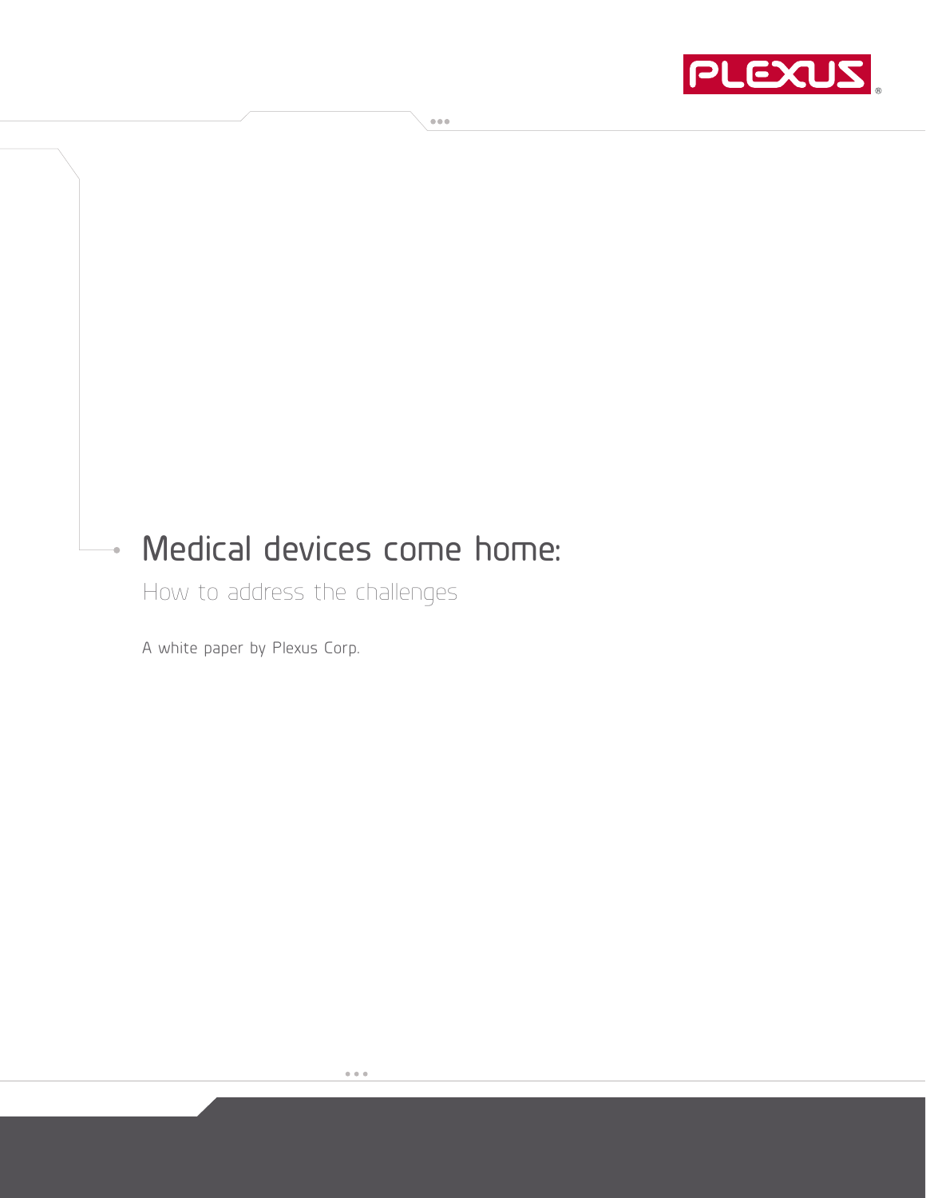# Medical devices come home:

## How to address the challenges

A white paper by Plexus Corp.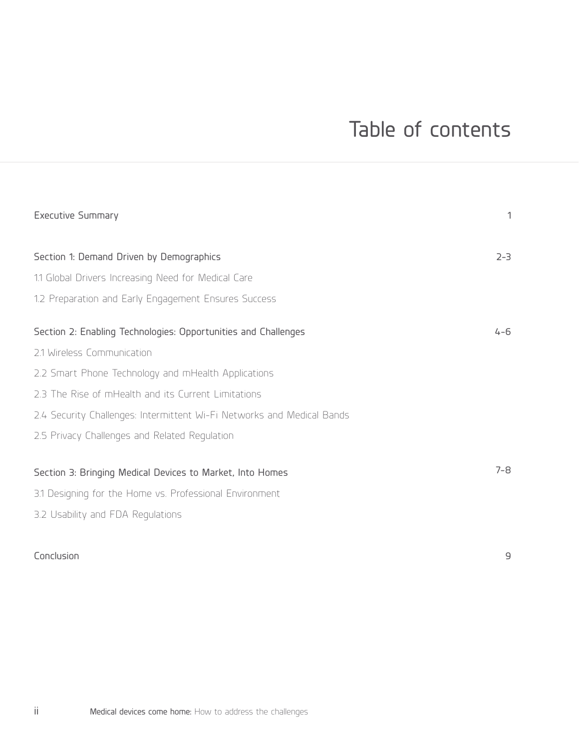# Table of contents

| | |
|---|---|
| Executive Summary | 1 |
| **Section 1: Demand Driven by Demographics** | 2–3 |
| 1.1 Global Drivers Increasing Need for Medical Care | |
| 1.2 Preparation and Early Engagement Ensures Success | |
| **Section 2: Enabling Technologies: Opportunities and Challenges** | 4–6 |
| 2.1 Wireless Communication | |
| 2.2 Smart Phone Technology and mHealth Applications | |
| 2.3 The Rise of mHealth and its Current Limitations | |
| 2.4 Security Challenges: Intermittent Wi-Fi Networks and Medical Bands | |
| 2.5 Privacy Challenges and Related Regulation | |
| **Section 3: Bringing Medical Devices to Market, Into Homes** | 7–8 |
| 3.1 Designing for the Home vs. Professional Environment | |
| 3.2 Usability and FDA Regulations | |
| Conclusion | 9 |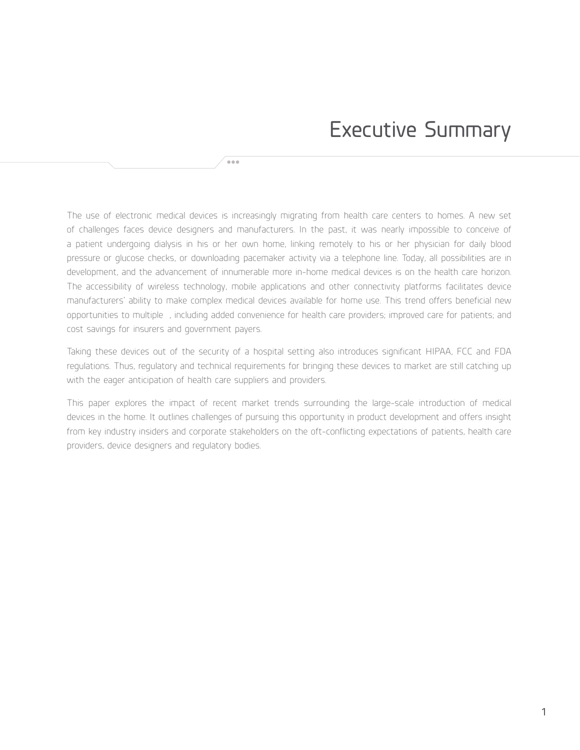# Executive Summary

The use of electronic medical devices is increasingly migrating from health care centers to homes. A new set of challenges faces device designers and manufacturers. In the past, it was nearly impossible to conceive of a patient undergoing dialysis in his or her own home, linking remotely to his or her physician for daily blood pressure or glucose checks, or downloading pacemaker activity via a telephone line. Today, all possibilities are in development, and the advancement of innumerable more in-home medical devices is on the health care horizon. The accessibility of wireless technology, mobile applications and other connectivity platforms facilitates device manufacturers' ability to make complex medical devices available for home use. This trend offers beneficial new opportunities to multiple , including added convenience for health care providers; improved care for patients; and cost savings for insurers and government payers.

Taking these devices out of the security of a hospital setting also introduces significant HIPAA, FCC and FDA regulations. Thus, regulatory and technical requirements for bringing these devices to market are still catching up with the eager anticipation of health care suppliers and providers.

This paper explores the impact of recent market trends surrounding the large-scale introduction of medical devices in the home. It outlines challenges of pursuing this opportunity in product development and offers insight from key industry insiders and corporate stakeholders on the oft-conflicting expectations of patients, health care providers, device designers and regulatory bodies.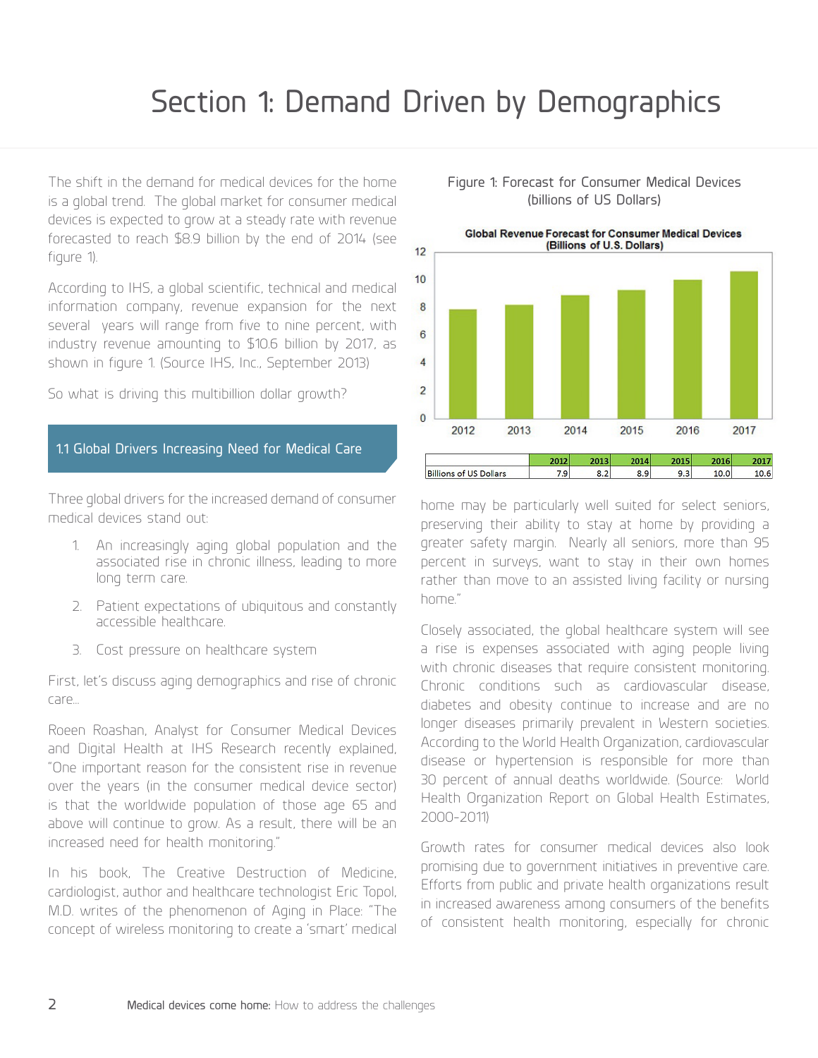# Section 1: Demand Driven by Demographics

The shift in the demand for medical devices for the home is a global trend. The global market for consumer medical devices is expected to grow at a steady rate with revenue forecasted to reach $8.9 billion by the end of 2014 (see figure 1).

According to IHS, a global scientific, technical and medical information company, revenue expansion for the next several years will range from five to nine percent, with industry revenue amounting to $10.6 billion by 2017, as shown in figure 1. (Source IHS, Inc., September 2013)

So what is driving this multibillion dollar growth?

Figure 1: Forecast for Consumer Medical Devices (billions of US Dollars)

Global Revenue Forecast for Consumer Medical Devices (Billions of U.S. Dollars)

| | 2012 | 2013 | 2014 | 2015 | 2016 | 2017 |
|---|---|---|---|---|---|---|
| Billions of US Dollars | 7.9 | 8.2 | 8.9 | 9.3 | 10.0 | 10.6 |

## 1.1 Global Drivers Increasing Need for Medical Care

Three global drivers for the increased demand of consumer medical devices stand out:

1. An increasingly aging global population and the associated rise in chronic illness, leading to more long term care.
2. Patient expectations of ubiquitous and constantly accessible healthcare.
3. Cost pressure on healthcare system

First, let's discuss aging demographics and rise of chronic care...

Roeen Roashan, Analyst for Consumer Medical Devices and Digital Health at IHS Research recently explained, "One important reason for the consistent rise in revenue over the years (in the consumer medical device sector) is that the worldwide population of those age 65 and above will continue to grow. As a result, there will be an increased need for health monitoring."

In his book, The Creative Destruction of Medicine, cardiologist, author and healthcare technologist Eric Topol, M.D. writes of the phenomenon of Aging in Place: "The concept of wireless monitoring to create a 'smart' medical home may be particularly well suited for select seniors, preserving their ability to stay at home by providing a greater safety margin. Nearly all seniors, more than 95 percent in surveys, want to stay in their own homes rather than move to an assisted living facility or nursing home."

Closely associated, the global healthcare system will see a rise is expenses associated with aging people living with chronic diseases that require consistent monitoring. Chronic conditions such as cardiovascular disease, diabetes and obesity continue to increase and are no longer diseases primarily prevalent in Western societies. According to the World Health Organization, cardiovascular disease or hypertension is responsible for more than 30 percent of annual deaths worldwide. (Source: World Health Organization Report on Global Health Estimates, 2000-2011)

Growth rates for consumer medical devices also look promising due to government initiatives in preventive care. Efforts from public and private health organizations result in increased awareness among consumers of the benefits of consistent health monitoring, especially for chronic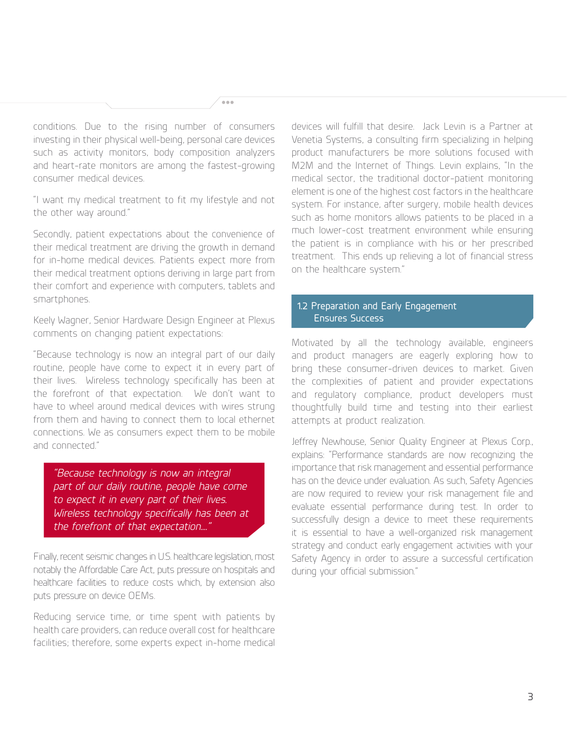conditions. Due to the rising number of consumers investing in their physical well-being, personal care devices such as activity monitors, body composition analyzers and heart-rate monitors are among the fastest-growing consumer medical devices.

"I want my medical treatment to fit my lifestyle and not the other way around."

Secondly, patient expectations about the convenience of their medical treatment are driving the growth in demand for in-home medical devices. Patients expect more from their medical treatment options deriving in large part from their comfort and experience with computers, tablets and smartphones.

Keely Wagner, Senior Hardware Design Engineer at Plexus comments on changing patient expectations:

"Because technology is now an integral part of our daily routine, people have come to expect it in every part of their lives. Wireless technology specifically has been at the forefront of that expectation. We don't want to have to wheel around medical devices with wires strung from them and having to connect them to local ethernet connections. We as consumers expect them to be mobile and connected."

> *"Because technology is now an integral part of our daily routine, people have come to expect it in every part of their lives. Wireless technology specifically has been at the forefront of that expectation...."*

Finally, recent seismic changes in U.S. healthcare legislation, most notably the Affordable Care Act, puts pressure on hospitals and healthcare facilities to reduce costs which, by extension also puts pressure on device OEMs.

Reducing service time, or time spent with patients by health care providers, can reduce overall cost for healthcare facilities; therefore, some experts expect in-home medical devices will fulfill that desire. Jack Levin is a Partner at Venetia Systems, a consulting firm specializing in helping product manufacturers be more solutions focused with M2M and the Internet of Things. Levin explains, "In the medical sector, the traditional doctor-patient monitoring element is one of the highest cost factors in the healthcare system. For instance, after surgery, mobile health devices such as home monitors allows patients to be placed in a much lower-cost treatment environment while ensuring the patient is in compliance with his or her prescribed treatment. This ends up relieving a lot of financial stress on the healthcare system."

## 1.2 Preparation and Early Engagement Ensures Success

Motivated by all the technology available, engineers and product managers are eagerly exploring how to bring these consumer-driven devices to market. Given the complexities of patient and provider expectations and regulatory compliance, product developers must thoughtfully build time and testing into their earliest attempts at product realization.

Jeffrey Newhouse, Senior Quality Engineer at Plexus Corp., explains: "Performance standards are now recognizing the importance that risk management and essential performance has on the device under evaluation. As such, Safety Agencies are now required to review your risk management file and evaluate essential performance during test. In order to successfully design a device to meet these requirements it is essential to have a well-organized risk management strategy and conduct early engagement activities with your Safety Agency in order to assure a successful certification during your official submission."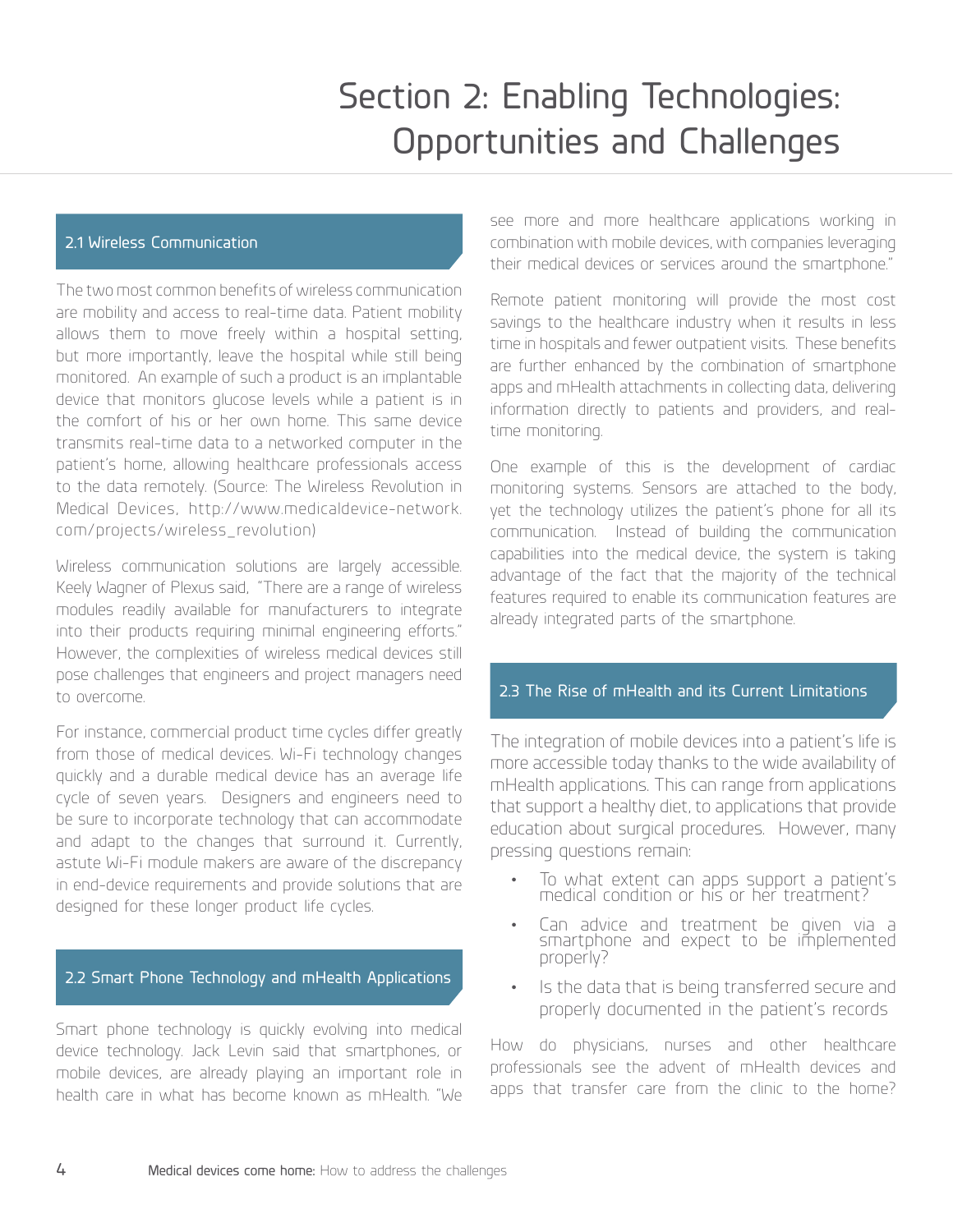# Section 2: Enabling Technologies: Opportunities and Challenges

## 2.1 Wireless Communication

The two most common benefits of wireless communication are mobility and access to real-time data. Patient mobility allows them to move freely within a hospital setting, but more importantly, leave the hospital while still being monitored. An example of such a product is an implantable device that monitors glucose levels while a patient is in the comfort of his or her own home. This same device transmits real-time data to a networked computer in the patient's home, allowing healthcare professionals access to the data remotely. (Source: The Wireless Revolution in Medical Devices, http://www.medicaldevice-network.com/projects/wireless_revolution)

Wireless communication solutions are largely accessible. Keely Wagner of Plexus said, "There are a range of wireless modules readily available for manufacturers to integrate into their products requiring minimal engineering efforts." However, the complexities of wireless medical devices still pose challenges that engineers and project managers need to overcome.

For instance, commercial product time cycles differ greatly from those of medical devices. Wi-Fi technology changes quickly and a durable medical device has an average life cycle of seven years. Designers and engineers need to be sure to incorporate technology that can accommodate and adapt to the changes that surround it. Currently, astute Wi-Fi module makers are aware of the discrepancy in end-device requirements and provide solutions that are designed for these longer product life cycles.

## 2.2 Smart Phone Technology and mHealth Applications

Smart phone technology is quickly evolving into medical device technology. Jack Levin said that smartphones, or mobile devices, are already playing an important role in health care in what has become known as mHealth. "We see more and more healthcare applications working in combination with mobile devices, with companies leveraging their medical devices or services around the smartphone."

Remote patient monitoring will provide the most cost savings to the healthcare industry when it results in less time in hospitals and fewer outpatient visits. These benefits are further enhanced by the combination of smartphone apps and mHealth attachments in collecting data, delivering information directly to patients and providers, and real-time monitoring.

One example of this is the development of cardiac monitoring systems. Sensors are attached to the body, yet the technology utilizes the patient's phone for all its communication. Instead of building the communication capabilities into the medical device, the system is taking advantage of the fact that the majority of the technical features required to enable its communication features are already integrated parts of the smartphone.

## 2.3 The Rise of mHealth and its Current Limitations

The integration of mobile devices into a patient's life is more accessible today thanks to the wide availability of mHealth applications. This can range from applications that support a healthy diet, to applications that provide education about surgical procedures. However, many pressing questions remain:

- To what extent can apps support a patient's medical condition or his or her treatment?
- Can advice and treatment be given via a smartphone and expect to be implemented properly?
- Is the data that is being transferred secure and properly documented in the patient's records

How do physicians, nurses and other healthcare professionals see the advent of mHealth devices and apps that transfer care from the clinic to the home?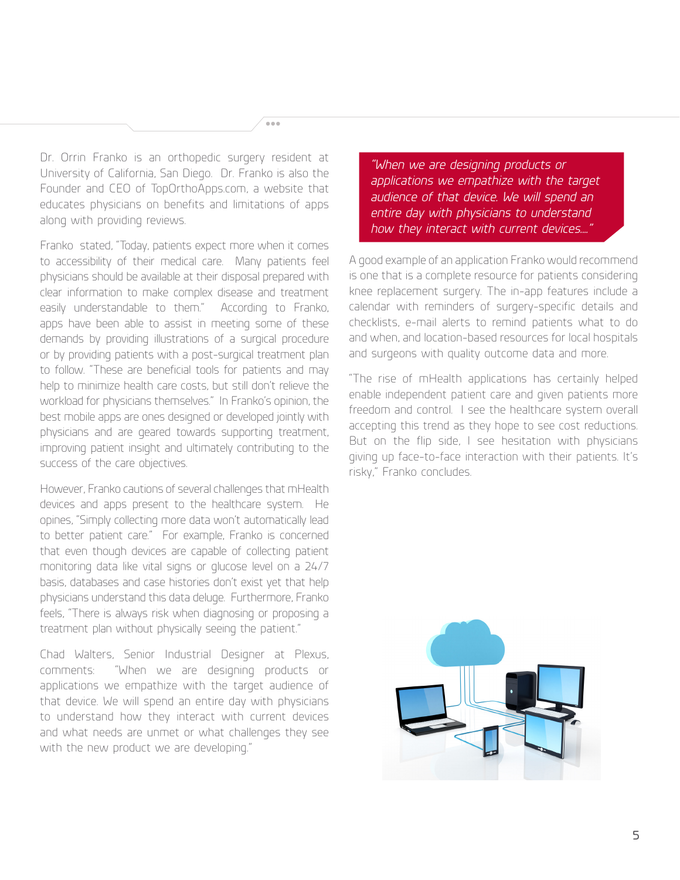Dr. Orrin Franko is an orthopedic surgery resident at University of California, San Diego. Dr. Franko is also the Founder and CEO of TopOrthoApps.com, a website that educates physicians on benefits and limitations of apps along with providing reviews.

Franko stated, "Today, patients expect more when it comes to accessibility of their medical care. Many patients feel physicians should be available at their disposal prepared with clear information to make complex disease and treatment easily understandable to them." According to Franko, apps have been able to assist in meeting some of these demands by providing illustrations of a surgical procedure or by providing patients with a post-surgical treatment plan to follow. "These are beneficial tools for patients and may help to minimize health care costs, but still don't relieve the workload for physicians themselves." In Franko's opinion, the best mobile apps are ones designed or developed jointly with physicians and are geared towards supporting treatment, improving patient insight and ultimately contributing to the success of the care objectives.

However, Franko cautions of several challenges that mHealth devices and apps present to the healthcare system. He opines, "Simply collecting more data won't automatically lead to better patient care." For example, Franko is concerned that even though devices are capable of collecting patient monitoring data like vital signs or glucose level on a 24/7 basis, databases and case histories don't exist yet that help physicians understand this data deluge. Furthermore, Franko feels, "There is always risk when diagnosing or proposing a treatment plan without physically seeing the patient."

Chad Walters, Senior Industrial Designer at Plexus, comments: "When we are designing products or applications we empathize with the target audience of that device. We will spend an entire day with physicians to understand how they interact with current devices and what needs are unmet or what challenges they see with the new product we are developing."

> *"When we are designing products or applications we empathize with the target audience of that device. We will spend an entire day with physicians to understand how they interact with current devices..."*

A good example of an application Franko would recommend is one that is a complete resource for patients considering knee replacement surgery. The in-app features include a calendar with reminders of surgery-specific details and checklists, e-mail alerts to remind patients what to do and when, and location-based resources for local hospitals and surgeons with quality outcome data and more.

"The rise of mHealth applications has certainly helped enable independent patient care and given patients more freedom and control. I see the healthcare system overall accepting this trend as they hope to see cost reductions. But on the flip side, I see hesitation with physicians giving up face-to-face interaction with their patients. It's risky," Franko concludes.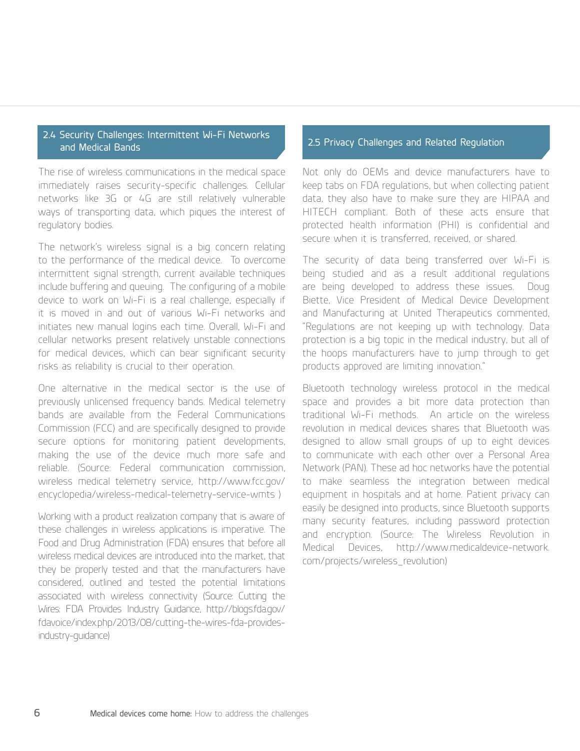## 2.4 Security Challenges: Intermittent Wi-Fi Networks and Medical Bands

The rise of wireless communications in the medical space immediately raises security-specific challenges. Cellular networks like 3G or 4G are still relatively vulnerable ways of transporting data, which piques the interest of regulatory bodies.

The network's wireless signal is a big concern relating to the performance of the medical device. To overcome intermittent signal strength, current available techniques include buffering and queuing. The configuring of a mobile device to work on Wi-Fi is a real challenge, especially if it is moved in and out of various Wi-Fi networks and initiates new manual logins each time. Overall, Wi-Fi and cellular networks present relatively unstable connections for medical devices, which can bear significant security risks as reliability is crucial to their operation.

One alternative in the medical sector is the use of previously unlicensed frequency bands. Medical telemetry bands are available from the Federal Communications Commission (FCC) and are specifically designed to provide secure options for monitoring patient developments, making the use of the device much more safe and reliable. (Source: Federal communication commission, wireless medical telemetry service, http://www.fcc.gov/encyclopedia/wireless-medical-telemetry-service-wmts )

Working with a product realization company that is aware of these challenges in wireless applications is imperative. The Food and Drug Administration (FDA) ensures that before all wireless medical devices are introduced into the market, that they be properly tested and that the manufacturers have considered, outlined and tested the potential limitations associated with wireless connectivity (Source: Cutting the Wires: FDA Provides Industry Guidance, http://blogs.fda.gov/fdavoice/index.php/2013/08/cutting-the-wires-fda-provides-industry-guidance)

## 2.5 Privacy Challenges and Related Regulation

Not only do OEMs and device manufacturers have to keep tabs on FDA regulations, but when collecting patient data, they also have to make sure they are HIPAA and HITECH compliant. Both of these acts ensure that protected health information (PHI) is confidential and secure when it is transferred, received, or shared.

The security of data being transferred over Wi-Fi is being studied and as a result additional regulations are being developed to address these issues. Doug Biette, Vice President of Medical Device Development and Manufacturing at United Therapeutics commented, "Regulations are not keeping up with technology. Data protection is a big topic in the medical industry, but all of the hoops manufacturers have to jump through to get products approved are limiting innovation."

Bluetooth technology wireless protocol in the medical space and provides a bit more data protection than traditional Wi-Fi methods. An article on the wireless revolution in medical devices shares that Bluetooth was designed to allow small groups of up to eight devices to communicate with each other over a Personal Area Network (PAN). These ad hoc networks have the potential to make seamless the integration between medical equipment in hospitals and at home. Patient privacy can easily be designed into products, since Bluetooth supports many security features, including password protection and encryption. (Source: The Wireless Revolution in Medical Devices, http://www.medicaldevice-network.com/projects/wireless_revolution)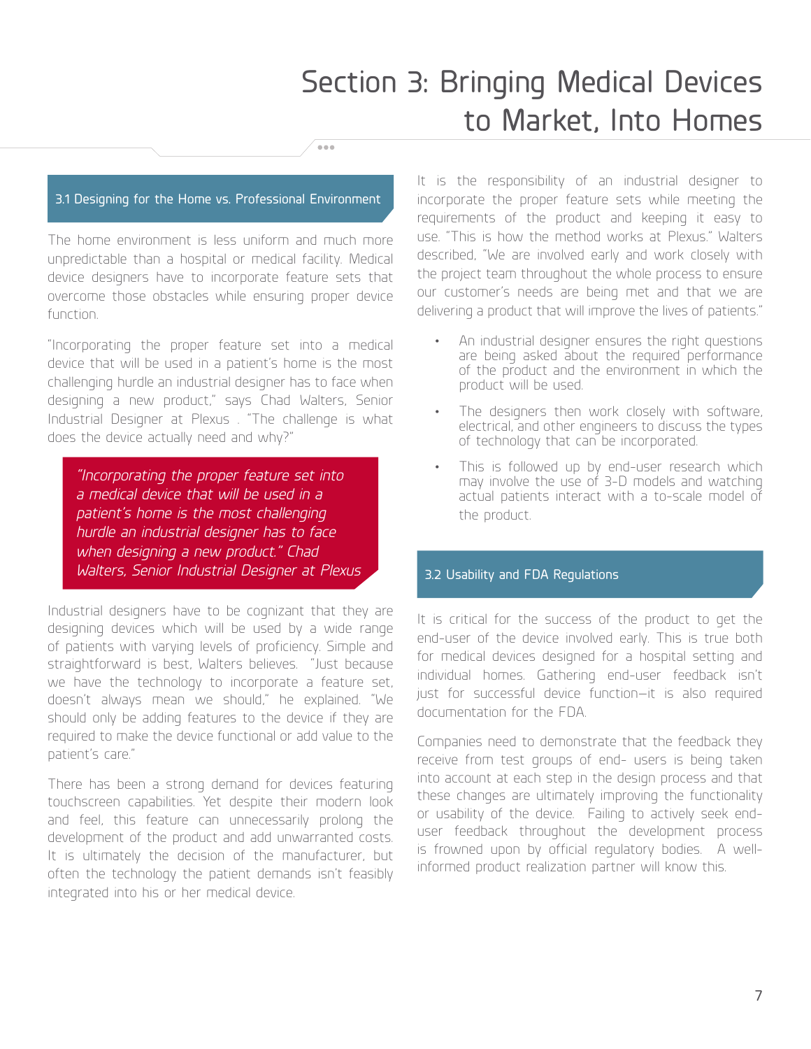# Section 3: Bringing Medical Devices to Market, Into Homes

## 3.1 Designing for the Home vs. Professional Environment

The home environment is less uniform and much more unpredictable than a hospital or medical facility. Medical device designers have to incorporate feature sets that overcome those obstacles while ensuring proper device function.

"Incorporating the proper feature set into a medical device that will be used in a patient's home is the most challenging hurdle an industrial designer has to face when designing a new product," says Chad Walters, Senior Industrial Designer at Plexus . "The challenge is what does the device actually need and why?"

> *"Incorporating the proper feature set into a medical device that will be used in a patient's home is the most challenging hurdle an industrial designer has to face when designing a new product." Chad Walters, Senior Industrial Designer at Plexus*

Industrial designers have to be cognizant that they are designing devices which will be used by a wide range of patients with varying levels of proficiency. Simple and straightforward is best, Walters believes. "Just because we have the technology to incorporate a feature set, doesn't always mean we should," he explained. "We should only be adding features to the device if they are required to make the device functional or add value to the patient's care."

There has been a strong demand for devices featuring touchscreen capabilities. Yet despite their modern look and feel, this feature can unnecessarily prolong the development of the product and add unwarranted costs. It is ultimately the decision of the manufacturer, but often the technology the patient demands isn't feasibly integrated into his or her medical device.

It is the responsibility of an industrial designer to incorporate the proper feature sets while meeting the requirements of the product and keeping it easy to use. "This is how the method works at Plexus." Walters described, "We are involved early and work closely with the project team throughout the whole process to ensure our customer's needs are being met and that we are delivering a product that will improve the lives of patients."

- An industrial designer ensures the right questions are being asked about the required performance of the product and the environment in which the product will be used.
- The designers then work closely with software, electrical, and other engineers to discuss the types of technology that can be incorporated.
- This is followed up by end-user research which may involve the use of 3-D models and watching actual patients interact with a to-scale model of the product.

## 3.2 Usability and FDA Regulations

It is critical for the success of the product to get the end-user of the device involved early. This is true both for medical devices designed for a hospital setting and individual homes. Gathering end-user feedback isn't just for successful device function—it is also required documentation for the FDA.

Companies need to demonstrate that the feedback they receive from test groups of end- users is being taken into account at each step in the design process and that these changes are ultimately improving the functionality or usability of the device. Failing to actively seek end-user feedback throughout the development process is frowned upon by official regulatory bodies. A well-informed product realization partner will know this.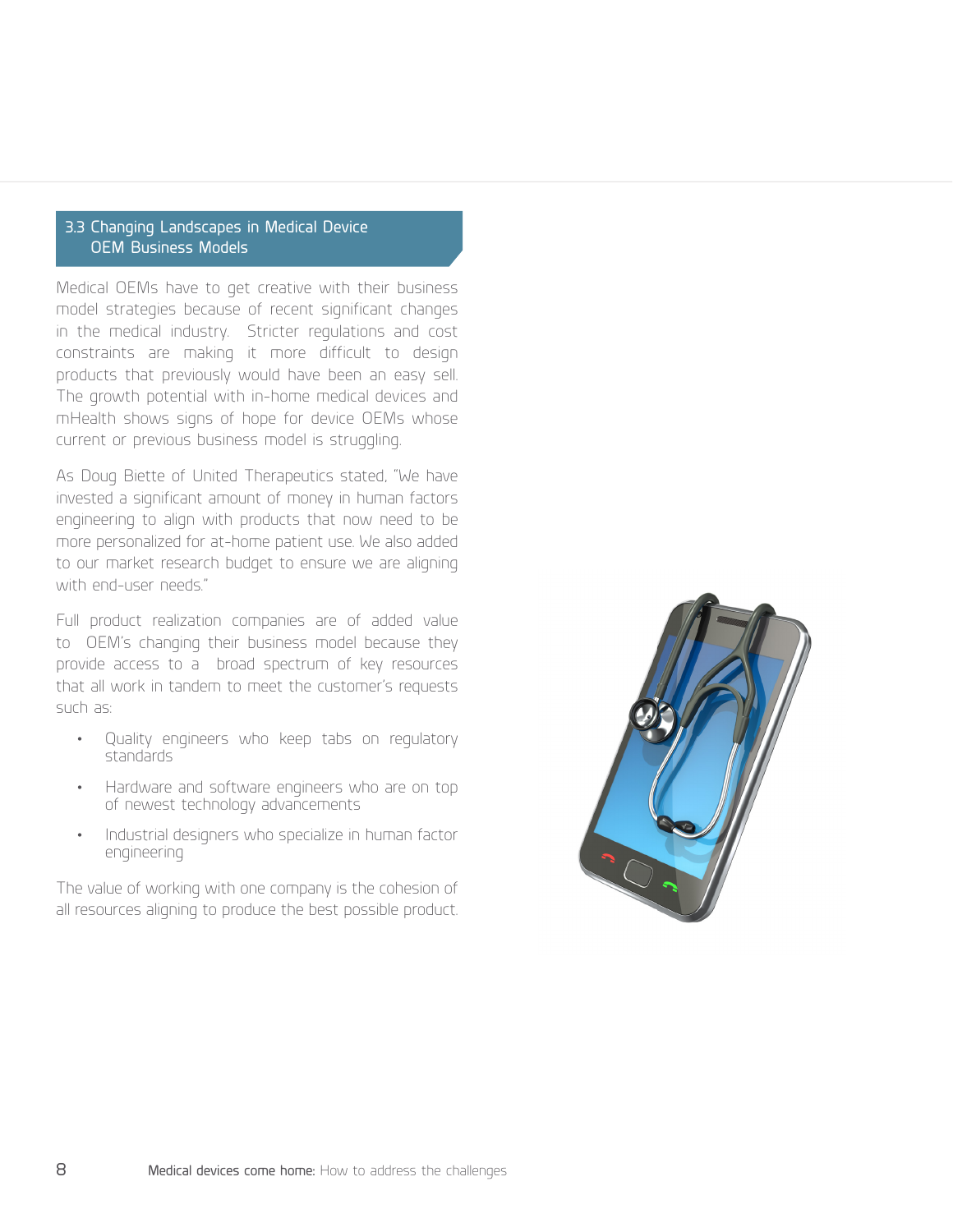## 3.3 Changing Landscapes in Medical Device OEM Business Models

Medical OEMs have to get creative with their business model strategies because of recent significant changes in the medical industry. Stricter regulations and cost constraints are making it more difficult to design products that previously would have been an easy sell. The growth potential with in-home medical devices and mHealth shows signs of hope for device OEMs whose current or previous business model is struggling.

As Doug Biette of United Therapeutics stated, "We have invested a significant amount of money in human factors engineering to align with products that now need to be more personalized for at-home patient use. We also added to our market research budget to ensure we are aligning with end-user needs."

Full product realization companies are of added value to OEM's changing their business model because they provide access to a broad spectrum of key resources that all work in tandem to meet the customer's requests such as:

- Quality engineers who keep tabs on regulatory standards
- Hardware and software engineers who are on top of newest technology advancements
- Industrial designers who specialize in human factor engineering

The value of working with one company is the cohesion of all resources aligning to produce the best possible product.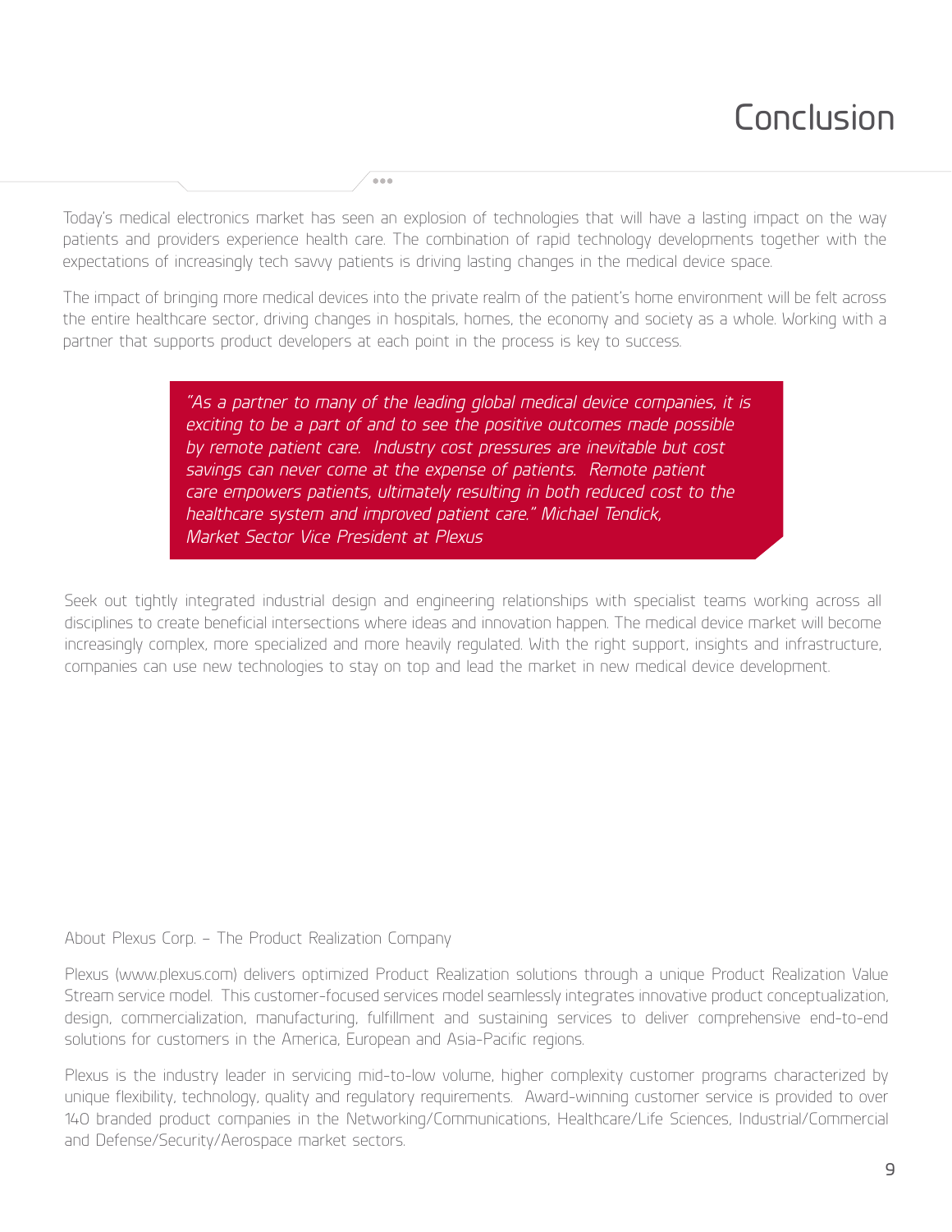# Conclusion

Today's medical electronics market has seen an explosion of technologies that will have a lasting impact on the way patients and providers experience health care. The combination of rapid technology developments together with the expectations of increasingly tech savvy patients is driving lasting changes in the medical device space.

The impact of bringing more medical devices into the private realm of the patient's home environment will be felt across the entire healthcare sector, driving changes in hospitals, homes, the economy and society as a whole. Working with a partner that supports product developers at each point in the process is key to success.

> *"As a partner to many of the leading global medical device companies, it is exciting to be a part of and to see the positive outcomes made possible by remote patient care. Industry cost pressures are inevitable but cost savings can never come at the expense of patients. Remote patient care empowers patients, ultimately resulting in both reduced cost to the healthcare system and improved patient care." Michael Tendick, Market Sector Vice President at Plexus*

Seek out tightly integrated industrial design and engineering relationships with specialist teams working across all disciplines to create beneficial intersections where ideas and innovation happen. The medical device market will become increasingly complex, more specialized and more heavily regulated. With the right support, insights and infrastructure, companies can use new technologies to stay on top and lead the market in new medical device development.

About Plexus Corp. – The Product Realization Company

Plexus (www.plexus.com) delivers optimized Product Realization solutions through a unique Product Realization Value Stream service model. This customer-focused services model seamlessly integrates innovative product conceptualization, design, commercialization, manufacturing, fulfillment and sustaining services to deliver comprehensive end-to-end solutions for customers in the America, European and Asia-Pacific regions.

Plexus is the industry leader in servicing mid-to-low volume, higher complexity customer programs characterized by unique flexibility, technology, quality and regulatory requirements. Award-winning customer service is provided to over 140 branded product companies in the Networking/Communications, Healthcare/Life Sciences, Industrial/Commercial and Defense/Security/Aerospace market sectors.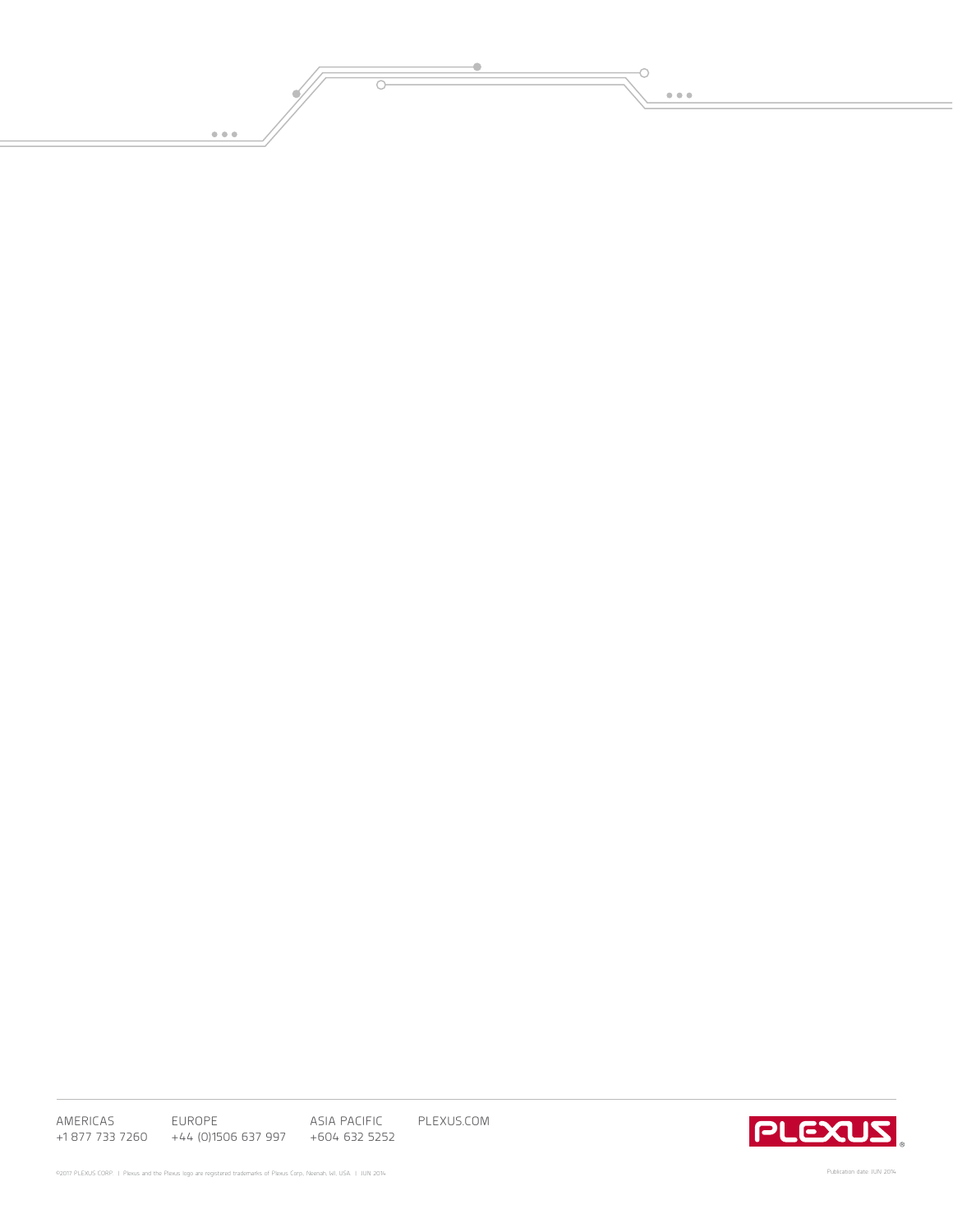AMERICAS
+1 877 733 7260

EUROPE
+44 (0)1506 637 997

ASIA PACIFIC
+604 632 5252

PLEXUS.COM

PLEXUS®

©2017 PLEXUS CORP. | Plexus and the Plexus logo are registered trademarks of Plexus Corp, Neenah, WI, USA. | JUN 2014

Publication date: JUN 2014